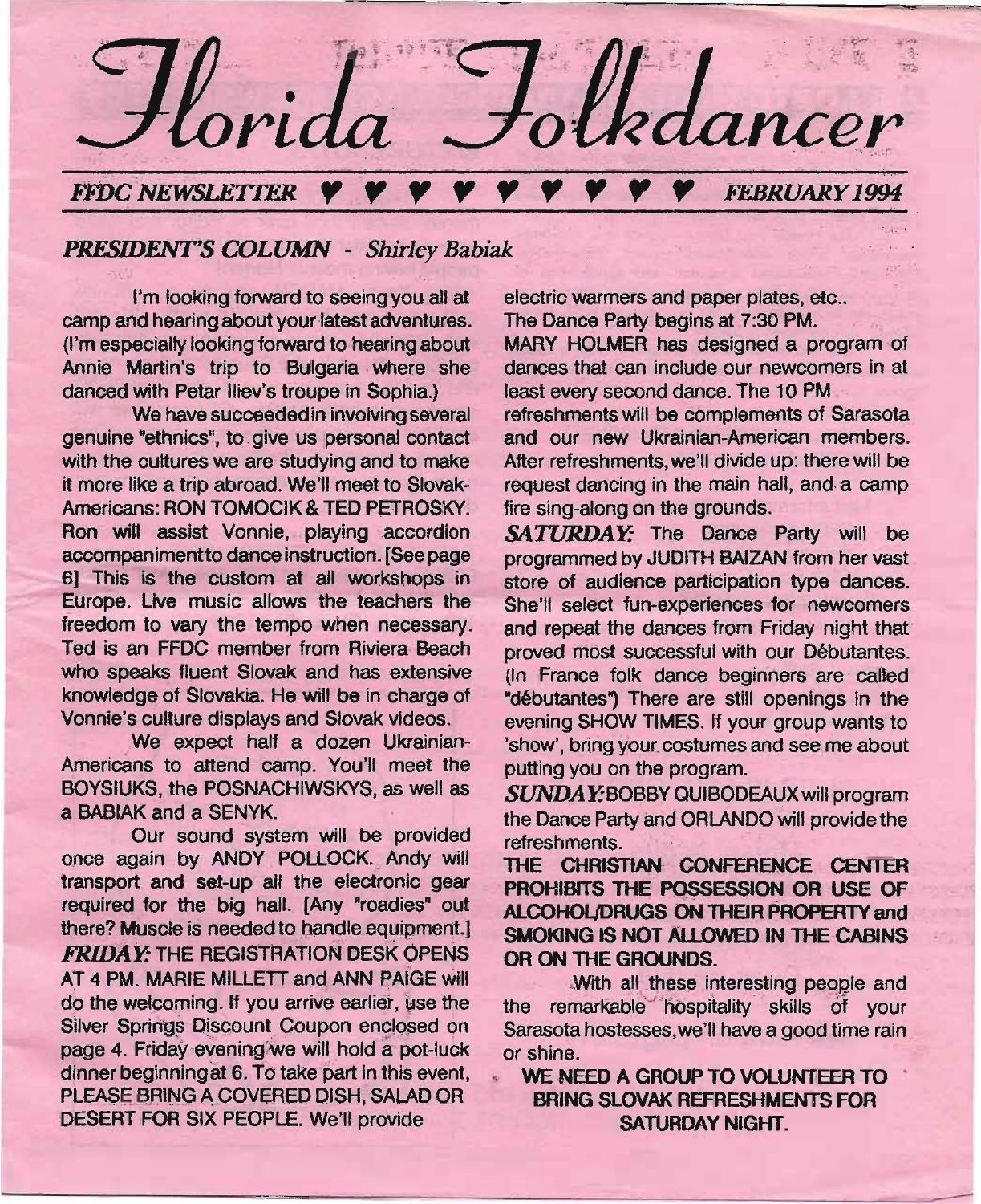# Florida Folkdancer

*FFDC NEWSLETTER* ♥ ♥ ♥ ♥ ♥ ♥ ♥ ♥ ♥ *FEBRUARY 1994*

## *PRESIDENT'S COLUMN* - *Shirley Babiak*

I'm looking forward to seeing you all at camp and hearing about your latest adventures. (I'm especially looking forward to hearing about Annie Martin's trip to Bulgaria where she danced with Petar Iliev's troupe in Sophia.)

We have succeeded in involving several genuine "ethnics", to give us personal contact with the cultures we are studying and to make it more like a trip abroad. We'll meet to Slovak-Americans: RON TOMOCIK & TED PETROSKY. Ron will assist Vonnie, playing accordion accompaniment to dance instruction. [See page 6] This is the custom at all workshops in Europe. Live music allows the teachers the freedom to vary the tempo when necessary. Ted is an FFDC member from Riviera Beach who speaks fluent Slovak and has extensive knowledge of Slovakia. He will be in charge of Vonnie's culture displays and Slovak videos.

We expect half a dozen Ukrainian-Americans to attend camp. You'll meet the BOYSIUKS, the POSNACHIWSKYS, as well as a BABIAK and a SENYK.

Our sound system will be provided once again by ANDY POLLOCK. Andy will transport and set-up all the electronic gear required for the big hall. [Any "roadies" out there? Muscle is needed to handle equipment.]

***FRIDAY:*** THE REGISTRATION DESK OPENS AT 4 PM. MARIE MILLETT and ANN PAIGE will do the welcoming. If you arrive earlier, use the Silver Springs Discount Coupon enclosed on page 4. Friday evening we will hold a pot-luck dinner beginning at 6. To take part in this event, PLEASE BRING A COVERED DISH, SALAD OR DESERT FOR SIX PEOPLE. We'll provide electric warmers and paper plates, etc.. The Dance Party begins at 7:30 PM.

MARY HOLMER has designed a program of dances that can include our newcomers in at least every second dance. The 10 PM refreshments will be complements of Sarasota and our new Ukrainian-American members. After refreshments, we'll divide up: there will be request dancing in the main hall, and a camp fire sing-along on the grounds.

***SATURDAY:*** The Dance Party will be programmed by JUDITH BAIZAN from her vast store of audience participation type dances. She'll select fun-experiences for newcomers and repeat the dances from Friday night that proved most successful with our Débutantes. (In France folk dance beginners are called "débutantes") There are still openings in the evening SHOW TIMES. If your group wants to 'show', bring your costumes and see me about putting you on the program.

***SUNDAY:*** BOBBY QUIBODEAUX will program the Dance Party and ORLANDO will provide the refreshments.

**THE CHRISTIAN CONFERENCE CENTER PROHIBITS THE POSSESSION OR USE OF ALCOHOL/DRUGS ON THEIR PROPERTY and SMOKING IS NOT ALLOWED IN THE CABINS OR ON THE GROUNDS.**

With all these interesting people and the remarkable hospitality skills of your Sarasota hostesses, we'll have a good time rain or shine.

**WE NEED A GROUP TO VOLUNTEER TO BRING SLOVAK REFRESHMENTS FOR SATURDAY NIGHT.**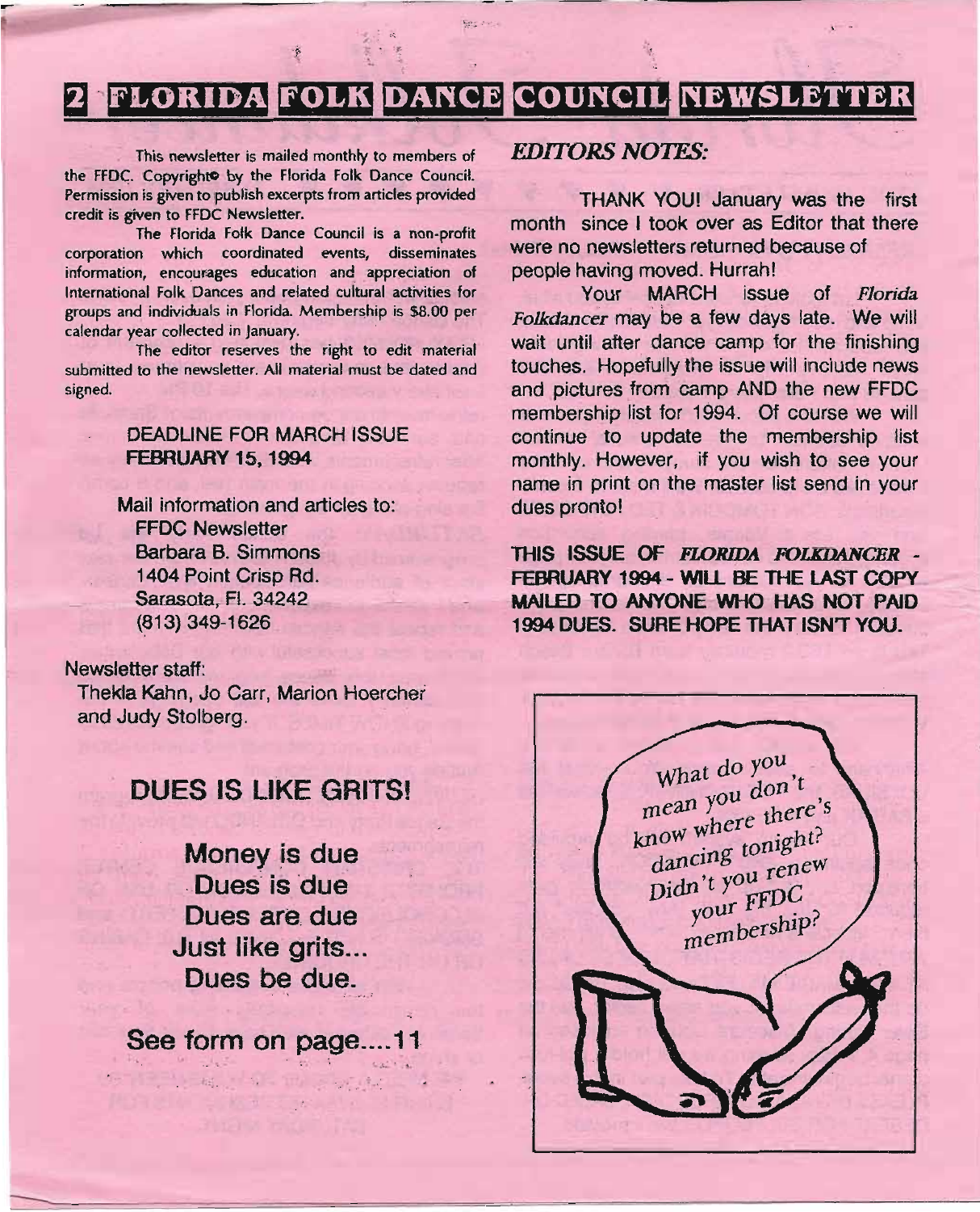# FLORIDA FOLK DANCE COUNCIL NEWSLETTER

This newsletter is mailed monthly to members of the FFDC. Copyright© by the Florida Folk Dance Council. Permission is given to publish excerpts from articles provided credit is given to FFDC Newsletter.

The Florida Folk Dance Council is a non-profit corporation which coordinated events, disseminates information, encourages education and appreciation of International Folk Dances and related cultural activities for groups and individuals in Florida. Membership is $8.00 per calendar year collected in January.

The editor reserves the right to edit material submitted to the newsletter. All material must be dated and signed.

DEADLINE FOR MARCH ISSUE
**FEBRUARY 15, 1994**

Mail information and articles to:
FFDC Newsletter
Barbara B. Simmons
1404 Point Crisp Rd.
Sarasota, Fl. 34242
(813) 349-1626

Newsletter staff:
Thekla Kahn, Jo Carr, Marion Hoercher and Judy Stolberg.

## DUES IS LIKE GRITS!

**Money is due**
**Dues is due**
**Dues are due**
**Just like grits...**
**Dues be due.**

**See form on page....11**

## *EDITORS NOTES:*

THANK YOU! January was the first month since I took over as Editor that there were no newsletters returned because of people having moved. Hurrah!

Your MARCH issue of *Florida Folkdancer* may be a few days late. We will wait until after dance camp for the finishing touches. Hopefully the issue will include news and pictures from camp AND the new FFDC membership list for 1994. Of course we will continue to update the membership list monthly. However, if you wish to see your name in print on the master list send in your dues pronto!

**THIS ISSUE OF *FLORIDA FOLKDANCER* - FEBRUARY 1994 - WILL BE THE LAST COPY MAILED TO ANYONE WHO HAS NOT PAID 1994 DUES. SURE HOPE THAT ISN'T YOU.**

What do you mean you don't know where there's dancing tonight? Didn't you renew your FFDC membership?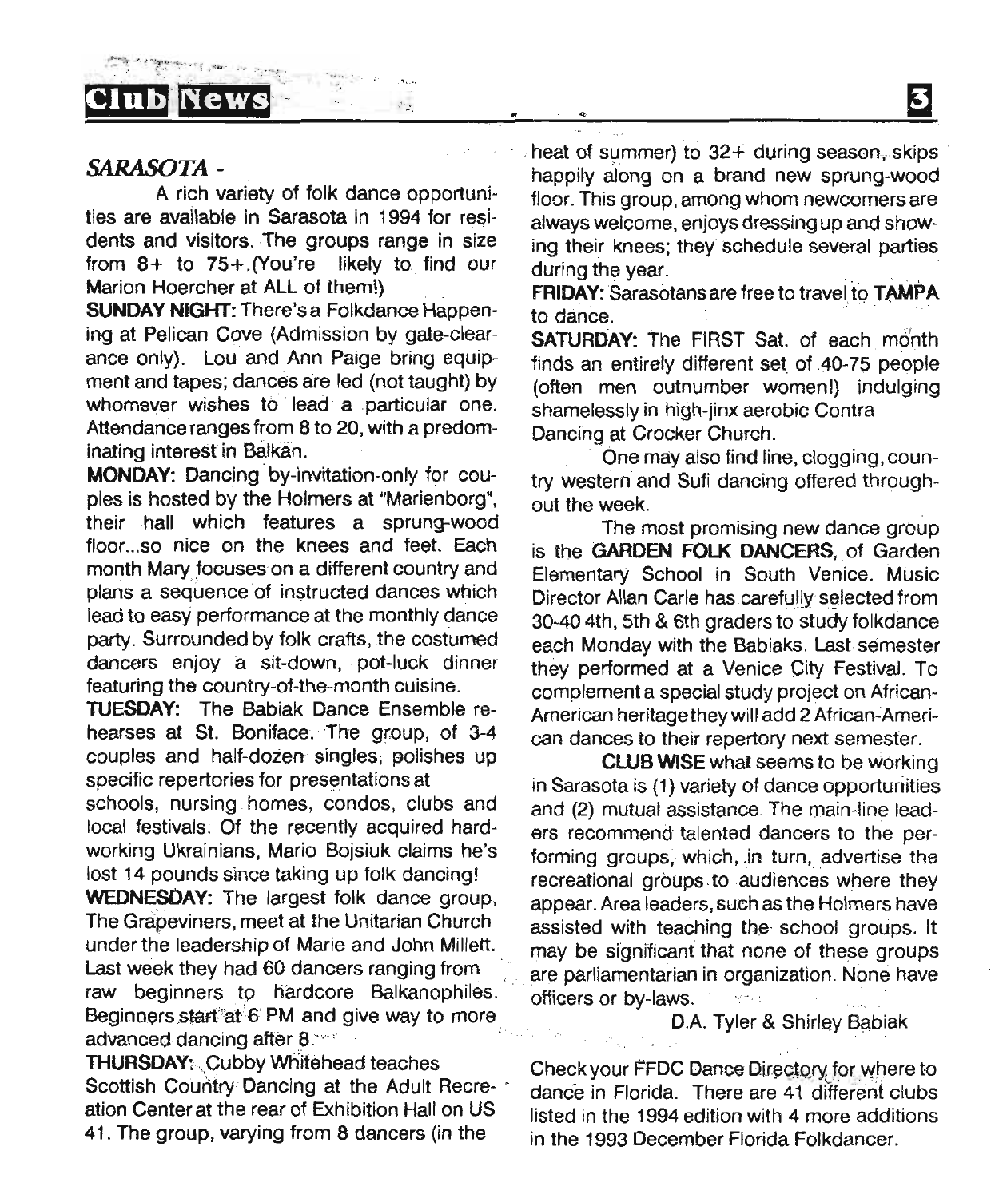## *SARASOTA* -

A rich variety of folk dance opportunities are available in Sarasota in 1994 for residents and visitors. The groups range in size from 8+ to 75+.(You're likely to find our Marion Hoercher at ALL of them!)

**SUNDAY NIGHT:** There's a Folkdance Happening at Pelican Cove (Admission by gate-clearance only). Lou and Ann Paige bring equipment and tapes; dances are led (not taught) by whomever wishes to lead a particular one. Attendance ranges from 8 to 20, with a predominating interest in Balkan.

**MONDAY:** Dancing by-invitation-only for couples is hosted by the Holmers at "Marienborg", their hall which features a sprung-wood floor...so nice on the knees and feet. Each month Mary focuses on a different country and plans a sequence of instructed dances which lead to easy performance at the monthly dance party. Surrounded by folk crafts, the costumed dancers enjoy a sit-down, pot-luck dinner featuring the country-of-the-month cuisine.

**TUESDAY:** The Babiak Dance Ensemble rehearses at St. Boniface. The group, of 3-4 couples and half-dozen singles, polishes up specific repertories for presentations at schools, nursing homes, condos, clubs and local festivals. Of the recently acquired hardworking Ukrainians, Mario Bojsiuk claims he's lost 14 pounds since taking up folk dancing!

**WEDNESDAY:** The largest folk dance group, The Grapeviners, meet at the Unitarian Church under the leadership of Marie and John Millett. Last week they had 60 dancers ranging from raw beginners to hardcore Balkanophiles. Beginners start at 6 PM and give way to more advanced dancing after 8.

**THURSDAY:** Cubby Whitehead teaches Scottish Country Dancing at the Adult Recreation Center at the rear of Exhibition Hall on US 41. The group, varying from 8 dancers (in the heat of summer) to 32+ during season, skips happily along on a brand new sprung-wood floor. This group, among whom newcomers are always welcome, enjoys dressing up and showing their knees; they schedule several parties during the year.

**FRIDAY:** Sarasotans are free to travel to **TAMPA** to dance.

**SATURDAY:** The FIRST Sat. of each month finds an entirely different set of 40-75 people (often men outnumber women!) indulging shamelessly in high-jinx aerobic Contra Dancing at Crocker Church.

One may also find line, clogging, country western and Sufi dancing offered throughout the week.

The most promising new dance group is the **GARDEN FOLK DANCERS**, of Garden Elementary School in South Venice. Music Director Allan Carle has carefully selected from 30-40 4th, 5th & 6th graders to study folkdance each Monday with the Babiaks. Last semester they performed at a Venice City Festival. To complement a special study project on African-American heritage they will add 2 African-American dances to their repertory next semester.

**CLUB WISE** what seems to be working in Sarasota is (1) variety of dance opportunities and (2) mutual assistance. The main-line leaders recommend talented dancers to the performing groups, which, in turn, advertise the recreational groups to audiences where they appear. Area leaders, such as the Holmers have assisted with teaching the school groups. It may be significant that none of these groups are parliamentarian in organization. None have officers or by-laws.

D.A. Tyler & Shirley Babiak

Check your FFDC Dance Directory for where to dance in Florida. There are 41 different clubs listed in the 1994 edition with 4 more additions in the 1993 December Florida Folkdancer.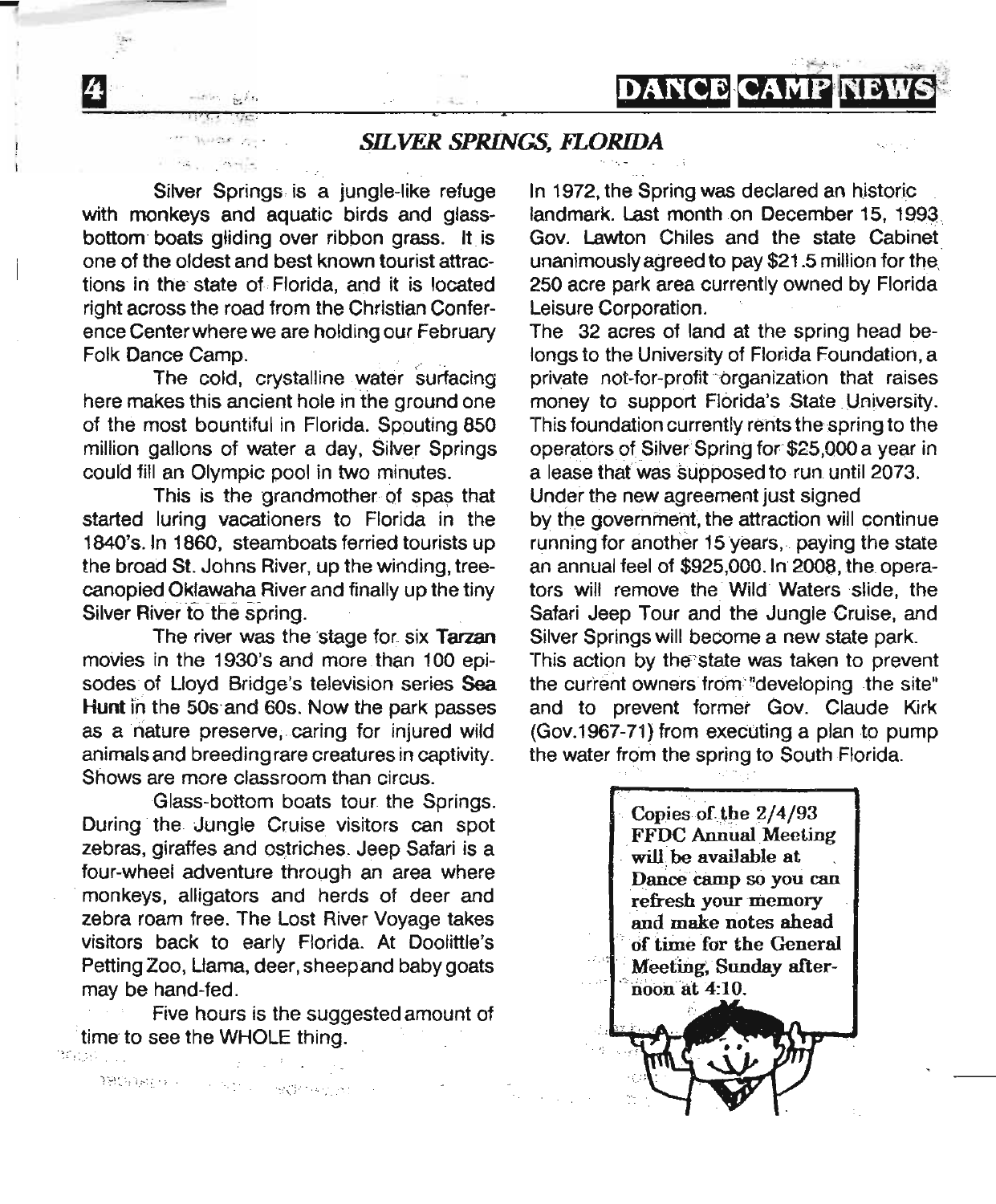## *SILVER SPRINGS, FLORIDA*

Silver Springs is a jungle-like refuge with monkeys and aquatic birds and glass-bottom boats gliding over ribbon grass. It is one of the oldest and best known tourist attractions in the state of Florida, and it is located right across the road from the Christian Conference Center where we are holding our February Folk Dance Camp.

The cold, crystalline water surfacing here makes this ancient hole in the ground one of the most bountiful in Florida. Spouting 850 million gallons of water a day, Silver Springs could fill an Olympic pool in two minutes.

This is the grandmother of spas that started luring vacationers to Florida in the 1840's. In 1860, steamboats ferried tourists up the broad St. Johns River, up the winding, tree-canopied Oklawaha River and finally up the tiny Silver River to the spring.

The river was the stage for six **Tarzan** movies in the 1930's and more than 100 episodes of Lloyd Bridge's television series **Sea Hunt** in the 50s and 60s. Now the park passes as a nature preserve, caring for injured wild animals and breeding rare creatures in captivity. Shows are more classroom than circus.

Glass-bottom boats tour the Springs. During the Jungle Cruise visitors can spot zebras, giraffes and ostriches. Jeep Safari is a four-wheel adventure through an area where monkeys, alligators and herds of deer and zebra roam free. The Lost River Voyage takes visitors back to early Florida. At Doolittle's Petting Zoo, Llama, deer, sheep and baby goats may be hand-fed.

Five hours is the suggested amount of time to see the WHOLE thing.

In 1972, the Spring was declared an historic landmark. Last month on December 15, 1993 Gov. Lawton Chiles and the state Cabinet unanimously agreed to pay $21.5 million for the 250 acre park area currently owned by Florida Leisure Corporation.

The 32 acres of land at the spring head belongs to the University of Florida Foundation, a private not-for-profit organization that raises money to support Florida's State University. This foundation currently rents the spring to the operators of Silver Spring for $25,000 a year in a lease that was supposed to run until 2073.

Under the new agreement just signed by the government, the attraction will continue running for another 15 years, paying the state an annual feel of $925,000. In 2008, the operators will remove the Wild Waters slide, the Safari Jeep Tour and the Jungle Cruise, and Silver Springs will become a new state park.

This action by the state was taken to prevent the current owners from "developing the site" and to prevent former Gov. Claude Kirk (Gov.1967-71) from executing a plan to pump the water from the spring to South Florida.

**Copies of the 2/4/93 FFDC Annual Meeting will be available at Dance camp so you can refresh your memory and make notes ahead of time for the General Meeting, Sunday afternoon at 4:10.**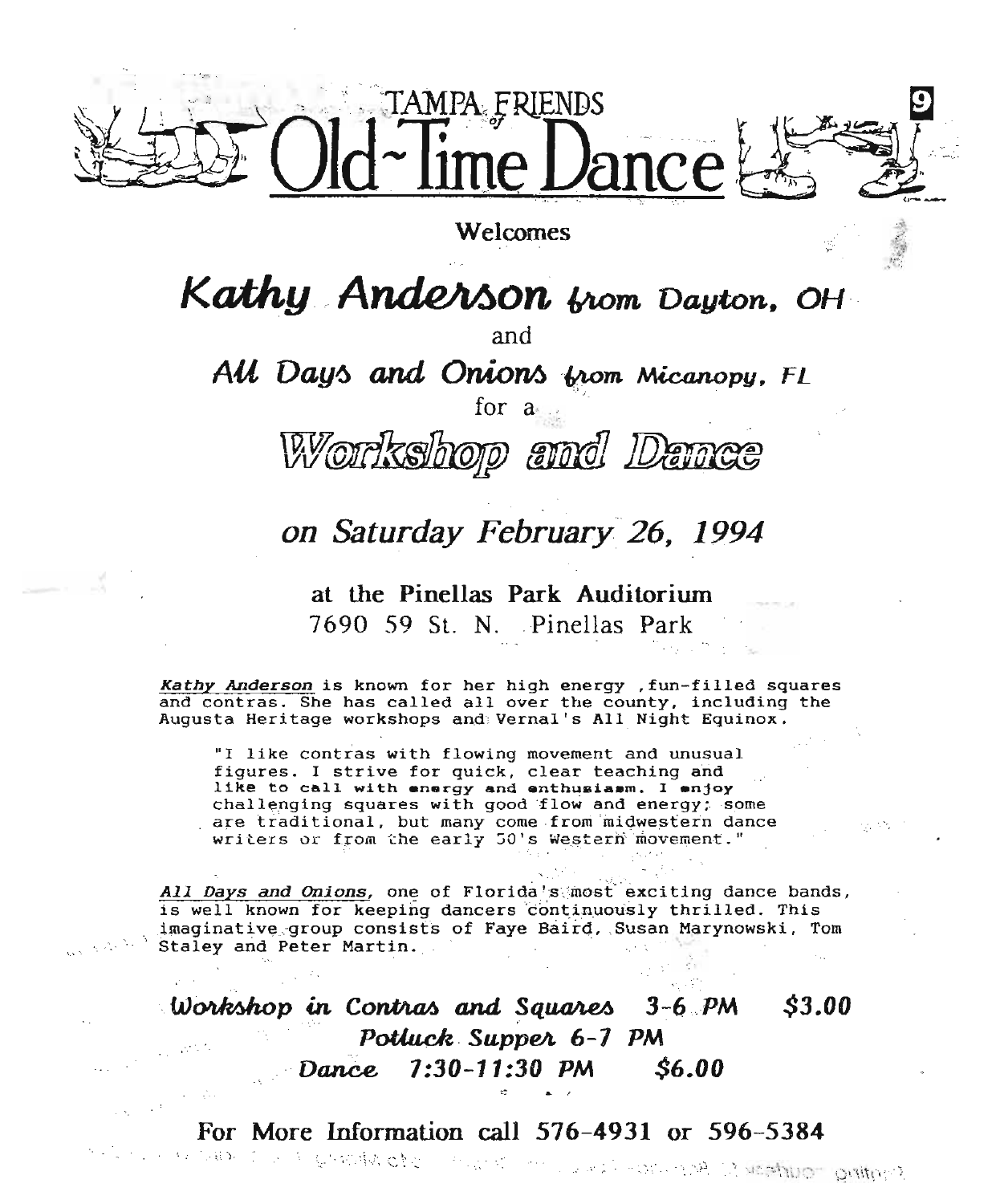# TAMPA FRIENDS of Old~Time Dance

Welcomes

## *Kathy Anderson from Dayton, OH*

and

## *All Days and Onions from Micanopy, FL*

for a

## Workshop and Dance

### *on Saturday February 26, 1994*

**at the Pinellas Park Auditorium**
7690 59 St. N. Pinellas Park

***Kathy Anderson*** is known for her high energy ,fun-filled squares and contras. She has called all over the county, including the Augusta Heritage workshops and Vernal's All Night Equinox.

> "I like contras with flowing movement and unusual figures. I strive for quick, clear teaching and like to call with energy and enthusiasm. I enjoy challenging squares with good flow and energy; some are traditional, but many come from midwestern dance writers or from the early 50's Western movement."

***All Days and Onions***, one of Florida's most exciting dance bands, is well known for keeping dancers continuously thrilled. This imaginative group consists of Faye Baird, Susan Marynowski, Tom Staley and Peter Martin.

***Workshop in Contras and Squares 3-6 PM $3.00***
***Potluck Supper 6-7 PM***
***Dance 7:30-11:30 PM $6.00***

**For More Information call 576-4931 or 596-5384**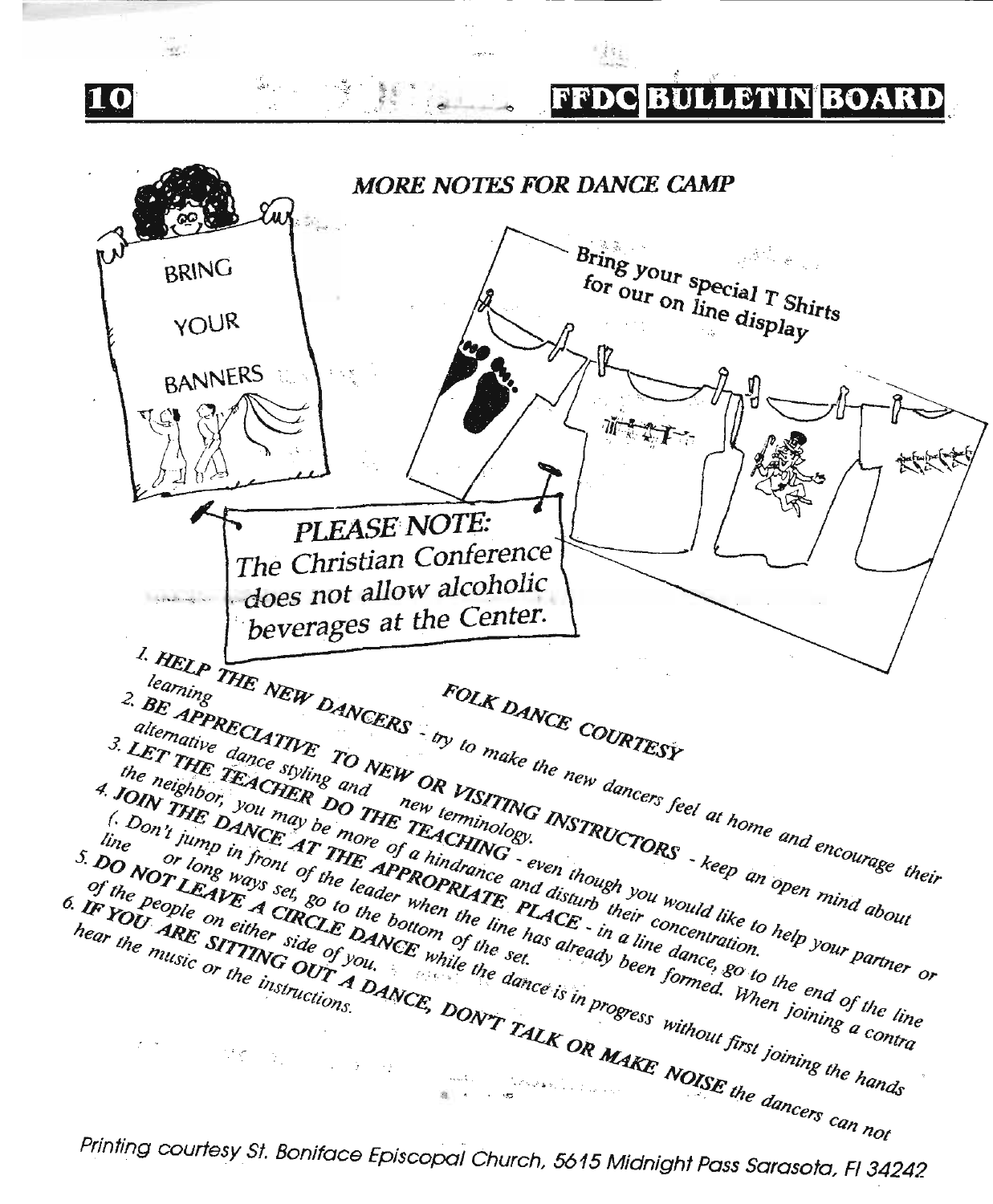## MORE NOTES FOR DANCE CAMP

BRING YOUR BANNERS

Bring your special T Shirts for our on line display

**PLEASE NOTE:**
The Christian Conference does not allow alcoholic beverages at the Center.

### *FOLK DANCE COURTESY*

1. ***HELP THE NEW DANCERS*** *- try to make the new dancers feel at home and encourage their learning*
2. ***BE APPRECIATIVE TO NEW OR VISITING INSTRUCTORS*** *- keep an open mind about alternative dance styling and new terminology.*
3. ***LET THE TEACHER DO THE TEACHING*** *- even though you would like to help your partner or the neighbor, you may be more of a hindrance and disturb their concentration.*
4. ***JOIN THE DANCE AT THE APPROPRIATE PLACE*** *- in a line dance, go to the end of the line (. Don't jump in front of the leader when the line has already been formed. When joining a contra line or long ways set, go to the bottom of the set.*
5. ***DO NOT LEAVE A CIRCLE DANCE*** *while the dance is in progress without first joining the hands of the people on either side of you.*
6. ***IF YOU ARE SITTING OUT A DANCE, DON'T TALK OR MAKE NOISE*** *the dancers can not hear the music or the instructions.*

Printing courtesy St. Boniface Episcopal Church, 5615 Midnight Pass Sarasota, Fl 34242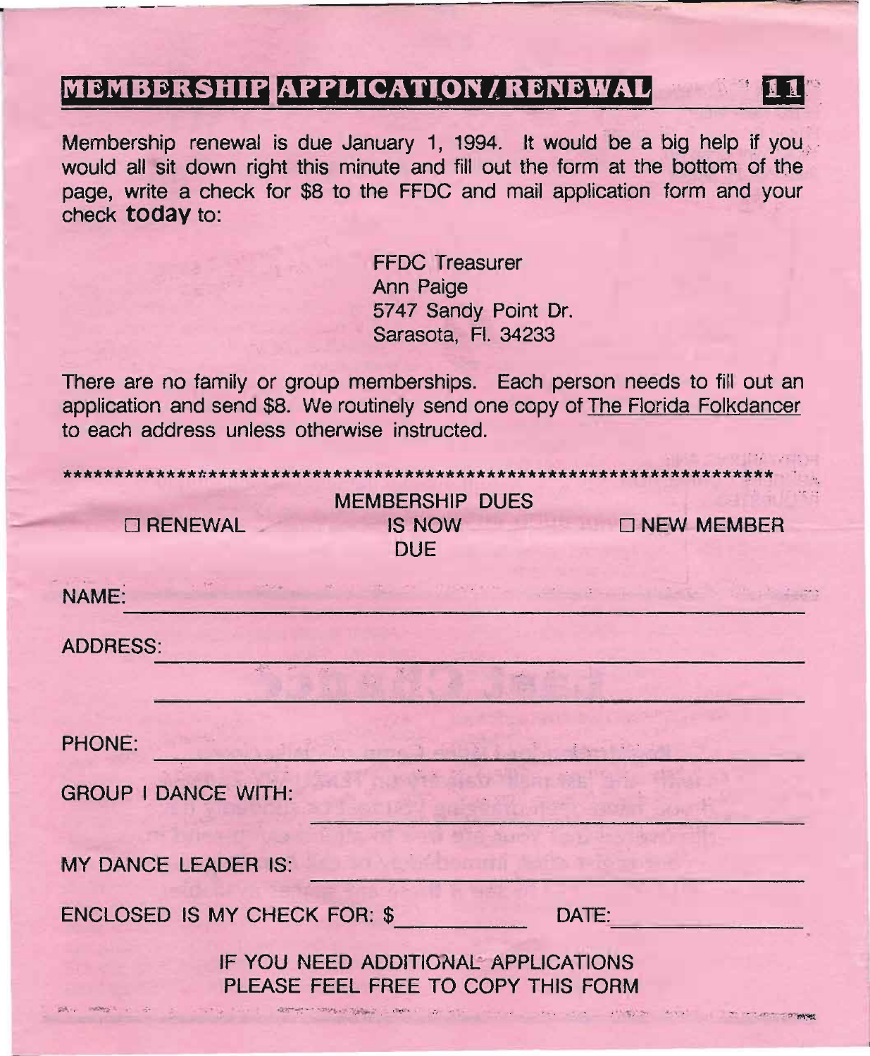# MEMBERSHIP APPLICATION / RENEWAL

Membership renewal is due January 1, 1994. It would be a big help if you would all sit down right this minute and fill out the form at the bottom of the page, write a check for $8 to the FFDC and mail application form and your check **today** to:

FFDC Treasurer
Ann Paige
5747 Sandy Point Dr.
Sarasota, Fl. 34233

There are no family or group memberships. Each person needs to fill out an application and send $8. We routinely send one copy of The Florida Folkdancer to each address unless otherwise instructed.

*************************************************************************

☐ RENEWAL — MEMBERSHIP DUES IS NOW DUE — ☐ NEW MEMBER

NAME: ______________________________________________

ADDRESS: ______________________________________________

______________________________________________

PHONE: ______________________________________________

GROUP I DANCE WITH: ______________________________________________

MY DANCE LEADER IS: ______________________________________________

ENCLOSED IS MY CHECK FOR: $__________ DATE:__________

IF YOU NEED ADDITIONAL APPLICATIONS
PLEASE FEEL FREE TO COPY THIS FORM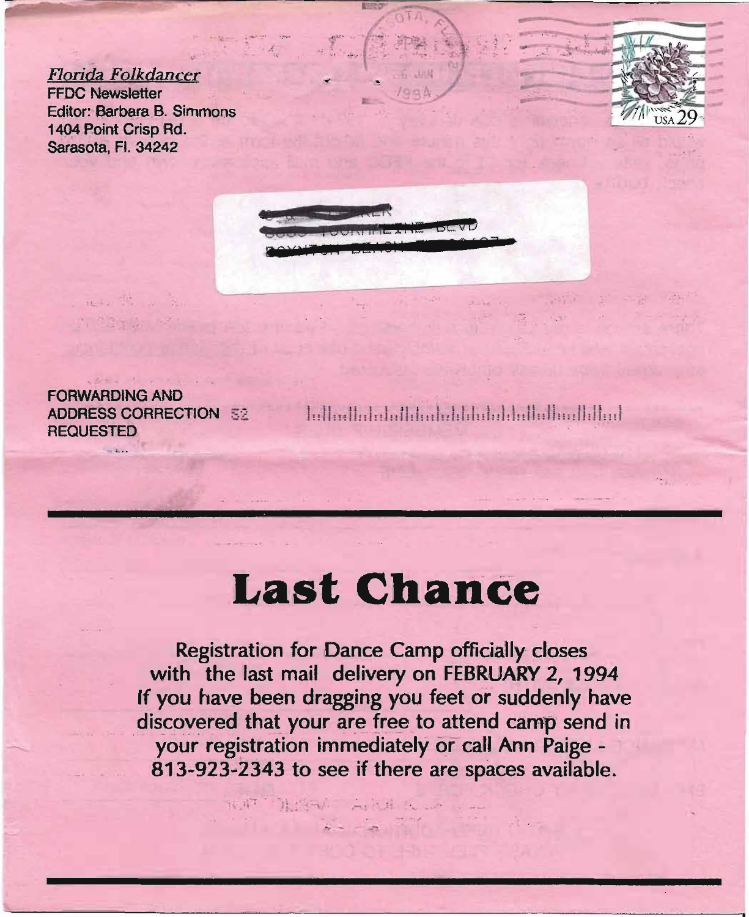*Florida Folkdancer*
FFDC Newsletter
Editor: Barbara B. Simmons
1404 Point Crisp Rd.
Sarasota, Fl. 34242

FORWARDING AND
ADDRESS CORRECTION
REQUESTED

# Last Chance

Registration for Dance Camp officially closes with the last mail delivery on FEBRUARY 2, 1994 If you have been dragging you feet or suddenly have discovered that your are free to attend camp send in your registration immediately or call Ann Paige - 813-923-2343 to see if there are spaces available.